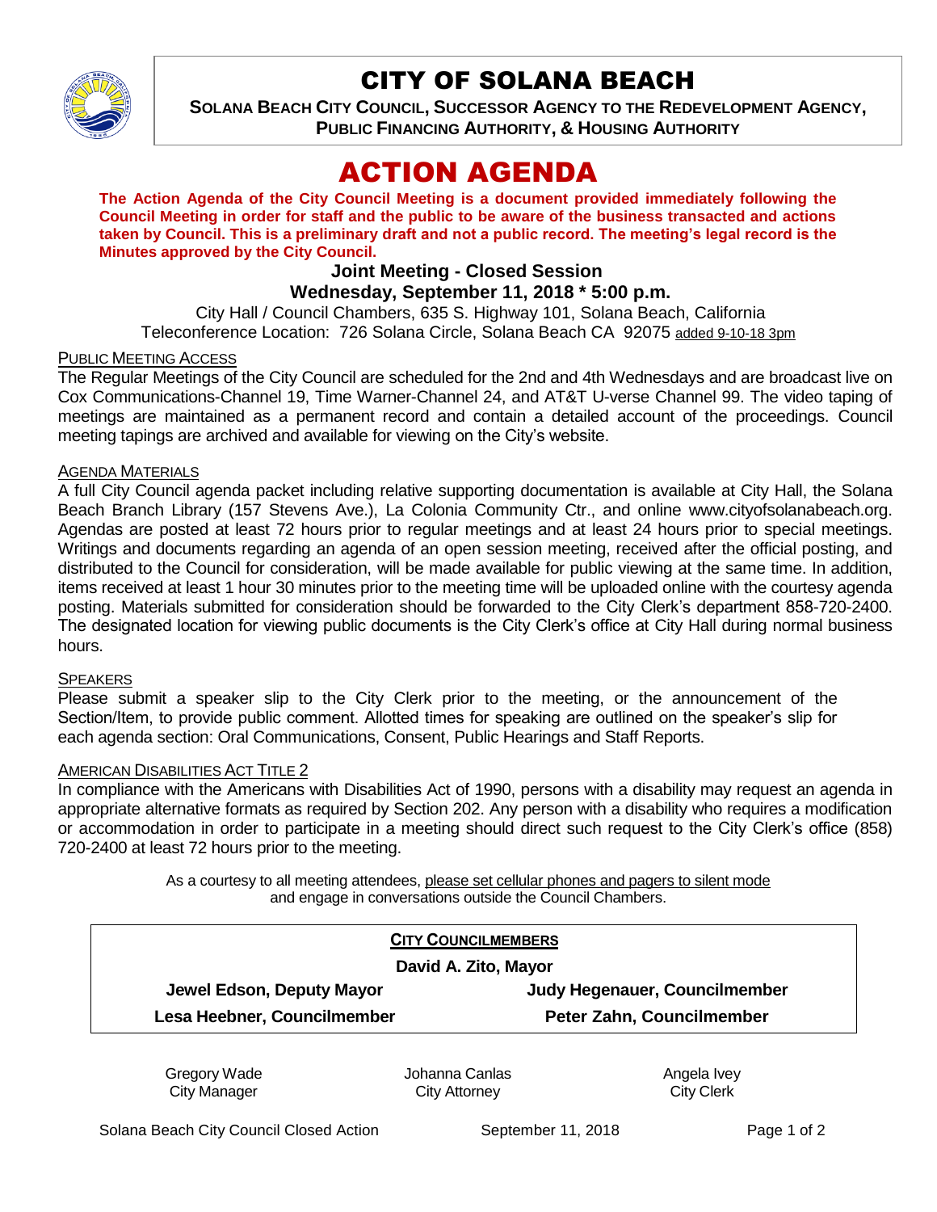# CITY OF SOLANA BEACH

**SOLANA BEACH CITY COUNCIL, SUCCESSOR AGENCY TO THE REDEVELOPMENT AGENCY, PUBLIC FINANCING AUTHORITY, & HOUSING AUTHORITY**

# ACTION AGENDA

**The Action Agenda of the City Council Meeting is a document provided immediately following the Council Meeting in order for staff and the public to be aware of the business transacted and actions taken by Council. This is a preliminary draft and not a public record. The meeting's legal record is the Minutes approved by the City Council.**

### Joint Meeting - Closed Session
### Wednesday, September 11, 2018 * 5:00 p.m.

City Hall / Council Chambers, 635 S. Highway 101, Solana Beach, California
Teleconference Location: 726 Solana Circle, Solana Beach CA 92075 added 9-10-18 3pm

PUBLIC MEETING ACCESS

The Regular Meetings of the City Council are scheduled for the 2nd and 4th Wednesdays and are broadcast live on Cox Communications-Channel 19, Time Warner-Channel 24, and AT&T U-verse Channel 99. The video taping of meetings are maintained as a permanent record and contain a detailed account of the proceedings. Council meeting tapings are archived and available for viewing on the City's website.

AGENDA MATERIALS

A full City Council agenda packet including relative supporting documentation is available at City Hall, the Solana Beach Branch Library (157 Stevens Ave.), La Colonia Community Ctr., and online www.cityofsolanabeach.org. Agendas are posted at least 72 hours prior to regular meetings and at least 24 hours prior to special meetings. Writings and documents regarding an agenda of an open session meeting, received after the official posting, and distributed to the Council for consideration, will be made available for public viewing at the same time. In addition, items received at least 1 hour 30 minutes prior to the meeting time will be uploaded online with the courtesy agenda posting. Materials submitted for consideration should be forwarded to the City Clerk's department 858-720-2400. The designated location for viewing public documents is the City Clerk's office at City Hall during normal business hours.

SPEAKERS

Please submit a speaker slip to the City Clerk prior to the meeting, or the announcement of the Section/Item, to provide public comment. Allotted times for speaking are outlined on the speaker's slip for each agenda section: Oral Communications, Consent, Public Hearings and Staff Reports.

AMERICAN DISABILITIES ACT TITLE 2

In compliance with the Americans with Disabilities Act of 1990, persons with a disability may request an agenda in appropriate alternative formats as required by Section 202. Any person with a disability who requires a modification or accommodation in order to participate in a meeting should direct such request to the City Clerk's office (858) 720-2400 at least 72 hours prior to the meeting.

As a courtesy to all meeting attendees, please set cellular phones and pagers to silent mode and engage in conversations outside the Council Chambers.

**CITY COUNCILMEMBERS**

**David A. Zito, Mayor**

| | |
|---|---|
| **Jewel Edson, Deputy Mayor** | **Judy Hegenauer, Councilmember** |
| **Lesa Heebner, Councilmember** | **Peter Zahn, Councilmember** |

| | | |
|---|---|---|
| Gregory Wade<br>City Manager | Johanna Canlas<br>City Attorney | Angela Ivey<br>City Clerk |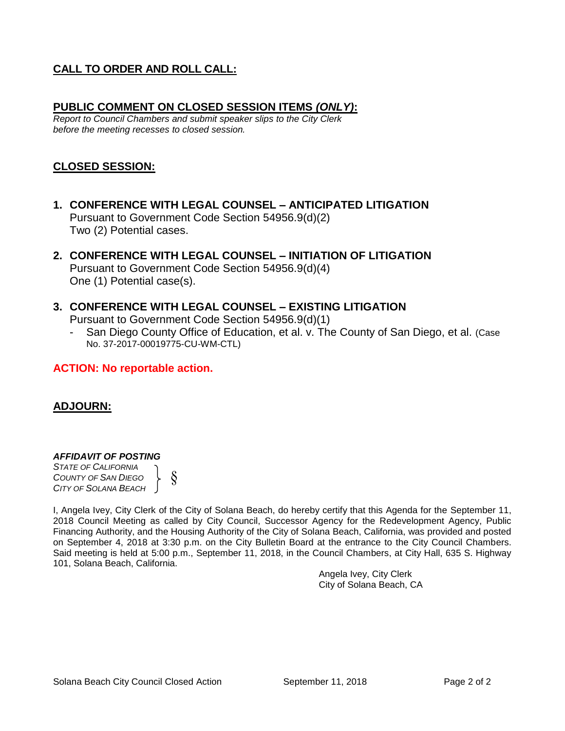## CALL TO ORDER AND ROLL CALL:

## PUBLIC COMMENT ON CLOSED SESSION ITEMS *(ONLY)*:

*Report to Council Chambers and submit speaker slips to the City Clerk before the meeting recesses to closed session.*

## CLOSED SESSION:

1. **CONFERENCE WITH LEGAL COUNSEL – ANTICIPATED LITIGATION**
   Pursuant to Government Code Section 54956.9(d)(2)
   Two (2) Potential cases.

2. **CONFERENCE WITH LEGAL COUNSEL – INITIATION OF LITIGATION**
   Pursuant to Government Code Section 54956.9(d)(4)
   One (1) Potential case(s).

3. **CONFERENCE WITH LEGAL COUNSEL – EXISTING LITIGATION**
   Pursuant to Government Code Section 54956.9(d)(1)
   - San Diego County Office of Education, et al. v. The County of San Diego, et al. (Case No. 37-2017-00019775-CU-WM-CTL)

**ACTION: No reportable action.**

## ADJOURN:

***AFFIDAVIT OF POSTING***

*STATE OF CALIFORNIA*
*COUNTY OF SAN DIEGO* } §
*CITY OF SOLANA BEACH*

I, Angela Ivey, City Clerk of the City of Solana Beach, do hereby certify that this Agenda for the September 11, 2018 Council Meeting as called by City Council, Successor Agency for the Redevelopment Agency, Public Financing Authority, and the Housing Authority of the City of Solana Beach, California, was provided and posted on September 4, 2018 at 3:30 p.m. on the City Bulletin Board at the entrance to the City Council Chambers. Said meeting is held at 5:00 p.m., September 11, 2018, in the Council Chambers, at City Hall, 635 S. Highway 101, Solana Beach, California.

Angela Ivey, City Clerk
City of Solana Beach, CA